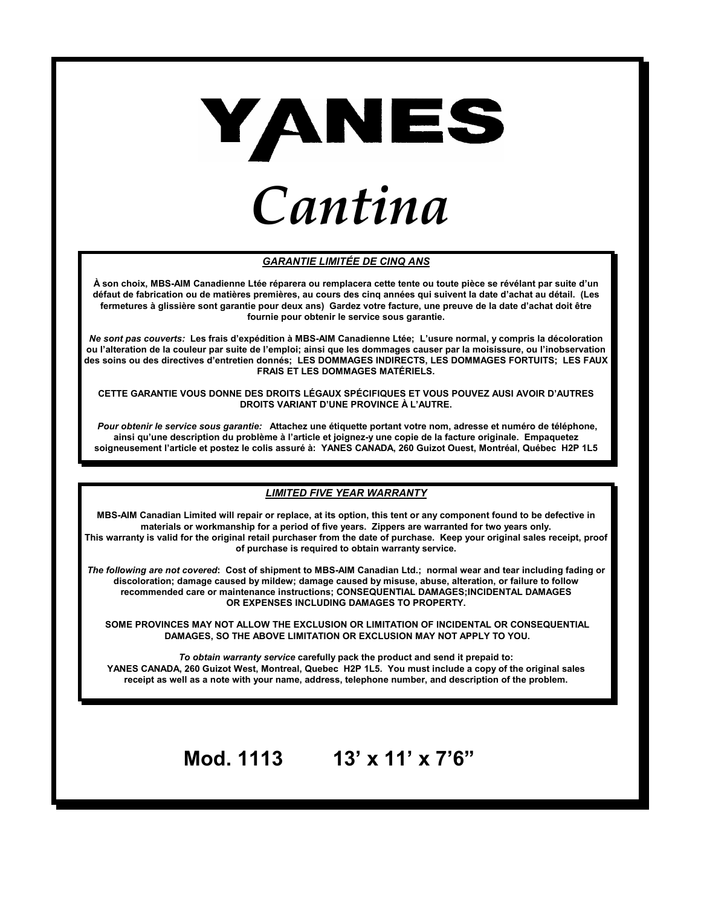# YANES

# *Cantina*

***GARANTIE LIMITÉE DE CINQ ANS***

**À son choix, MBS-AIM Canadienne Ltée réparera ou remplacera cette tente ou toute pièce se révélant par suite d'un défaut de fabrication ou de matières premières, au cours des cinq années qui suivent la date d'achat au détail. (Les fermetures à glissière sont garantie pour deux ans) Gardez votre facture, une preuve de la date d'achat doit être fournie pour obtenir le service sous garantie.**

***Ne sont pas couverts:*** **Les frais d'expédition à MBS-AIM Canadienne Ltée; L'usure normal, y compris la décoloration ou l'alteration de la couleur par suite de l'emploi; ainsi que les dommages causer par la moisissure, ou l'inobservation des soins ou des directives d'entretien donnés; LES DOMMAGES INDIRECTS, LES DOMMAGES FORTUITS; LES FAUX FRAIS ET LES DOMMAGES MATÉRIELS.**

**CETTE GARANTIE VOUS DONNE DES DROITS LÉGAUX SPÉCIFIQUES ET VOUS POUVEZ AUSI AVOIR D'AUTRES DROITS VARIANT D'UNE PROVINCE À L'AUTRE.**

***Pour obtenir le service sous garantie:*** **Attachez une étiquette portant votre nom, adresse et numéro de téléphone, ainsi qu'une description du problème à l'article et joignez-y une copie de la facture originale. Empaquetez soigneusement l'article et postez le colis assuré à: YANES CANADA, 260 Guizot Ouest, Montréal, Québec H2P 1L5**

***LIMITED FIVE YEAR WARRANTY***

**MBS-AIM Canadian Limited will repair or replace, at its option, this tent or any component found to be defective in materials or workmanship for a period of five years. Zippers are warranted for two years only. This warranty is valid for the original retail purchaser from the date of purchase. Keep your original sales receipt, proof of purchase is required to obtain warranty service.**

***The following are not covered*****: Cost of shipment to MBS-AIM Canadian Ltd.; normal wear and tear including fading or discoloration; damage caused by mildew; damage caused by misuse, abuse, alteration, or failure to follow recommended care or maintenance instructions; CONSEQUENTIAL DAMAGES;INCIDENTAL DAMAGES OR EXPENSES INCLUDING DAMAGES TO PROPERTY.**

**SOME PROVINCES MAY NOT ALLOW THE EXCLUSION OR LIMITATION OF INCIDENTAL OR CONSEQUENTIAL DAMAGES, SO THE ABOVE LIMITATION OR EXCLUSION MAY NOT APPLY TO YOU.**

***To obtain warranty service*** **carefully pack the product and send it prepaid to: YANES CANADA, 260 Guizot West, Montreal, Quebec H2P 1L5. You must include a copy of the original sales receipt as well as a note with your name, address, telephone number, and description of the problem.**

**Mod. 1113 13' x 11' x 7'6"**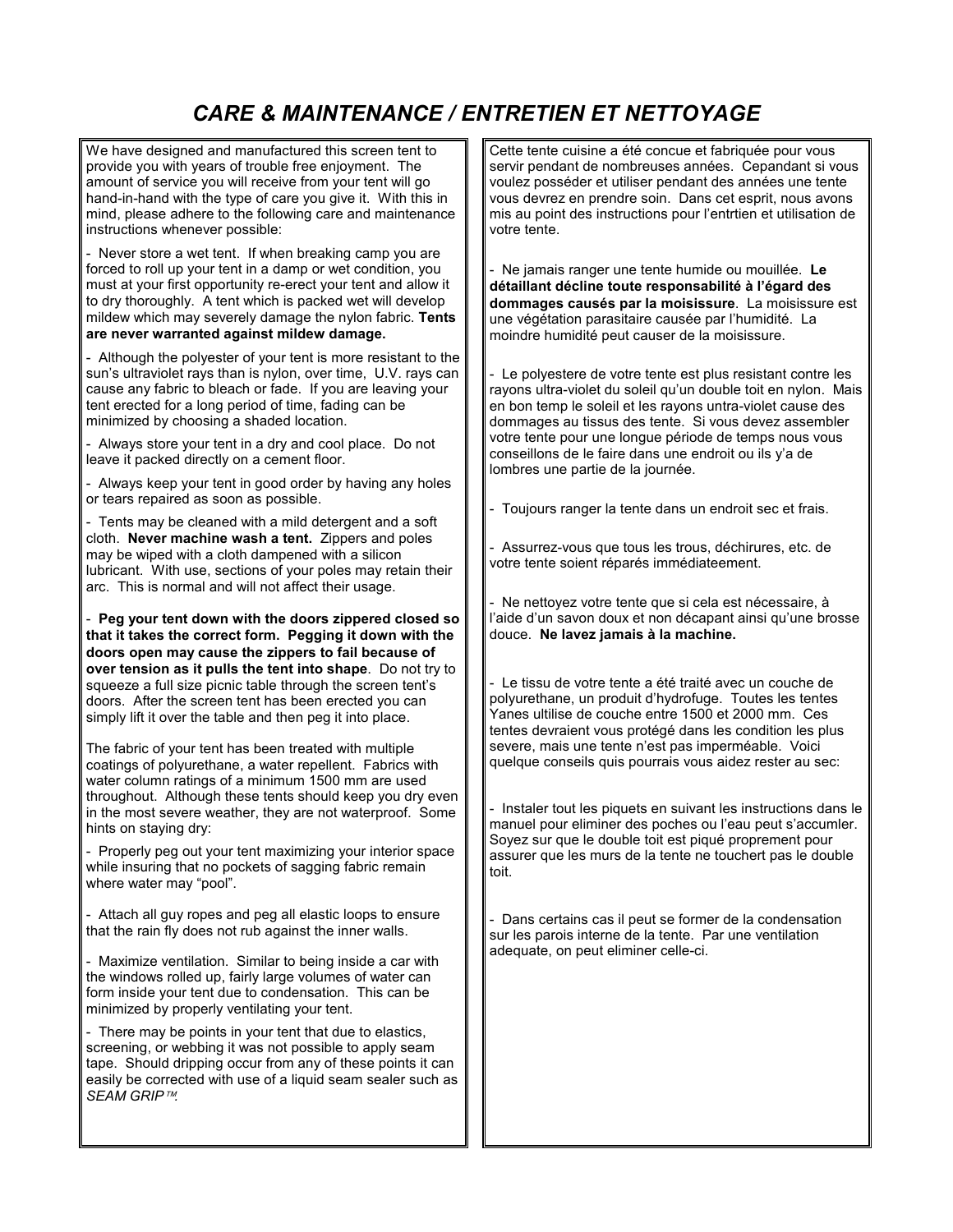## *CARE & MAINTENANCE / ENTRETIEN ET NETTOYAGE*

We have designed and manufactured this screen tent to provide you with years of trouble free enjoyment. The amount of service you will receive from your tent will go hand-in-hand with the type of care you give it. With this in mind, please adhere to the following care and maintenance instructions whenever possible:

- Never store a wet tent. If when breaking camp you are forced to roll up your tent in a damp or wet condition, you must at your first opportunity re-erect your tent and allow it to dry thoroughly. A tent which is packed wet will develop mildew which may severely damage the nylon fabric. **Tents are never warranted against mildew damage.**

- Although the polyester of your tent is more resistant to the sun's ultraviolet rays than is nylon, over time, U.V. rays can cause any fabric to bleach or fade. If you are leaving your tent erected for a long period of time, fading can be minimized by choosing a shaded location.

- Always store your tent in a dry and cool place. Do not leave it packed directly on a cement floor.

- Always keep your tent in good order by having any holes or tears repaired as soon as possible.

- Tents may be cleaned with a mild detergent and a soft cloth. **Never machine wash a tent.** Zippers and poles may be wiped with a cloth dampened with a silicon lubricant. With use, sections of your poles may retain their arc. This is normal and will not affect their usage.

- **Peg your tent down with the doors zippered closed so that it takes the correct form. Pegging it down with the doors open may cause the zippers to fail because of over tension as it pulls the tent into shape**. Do not try to squeeze a full size picnic table through the screen tent's doors. After the screen tent has been erected you can simply lift it over the table and then peg it into place.

The fabric of your tent has been treated with multiple coatings of polyurethane, a water repellent. Fabrics with water column ratings of a minimum 1500 mm are used throughout. Although these tents should keep you dry even in the most severe weather, they are not waterproof. Some hints on staying dry:

- Properly peg out your tent maximizing your interior space while insuring that no pockets of sagging fabric remain where water may "pool".

- Attach all guy ropes and peg all elastic loops to ensure that the rain fly does not rub against the inner walls.

- Maximize ventilation. Similar to being inside a car with the windows rolled up, fairly large volumes of water can form inside your tent due to condensation. This can be minimized by properly ventilating your tent.

- There may be points in your tent that due to elastics, screening, or webbing it was not possible to apply seam tape. Should dripping occur from any of these points it can easily be corrected with use of a liquid seam sealer such as *SEAM GRIP™*.

Cette tente cuisine a été concue et fabriquée pour vous servir pendant de nombreuses années. Cepandant si vous voulez posséder et utiliser pendant des années une tente vous devrez en prendre soin. Dans cet esprit, nous avons mis au point des instructions pour l'entrtien et utilisation de votre tente.

- Ne jamais ranger une tente humide ou mouillée. **Le détaillant décline toute responsabilité à l'égard des dommages causés par la moisissure**. La moisissure est une végétation parasitaire causée par l'humidité. La moindre humidité peut causer de la moisissure.

- Le polyestere de votre tente est plus resistant contre les rayons ultra-violet du soleil qu'un double toit en nylon. Mais en bon temp le soleil et les rayons untra-violet cause des dommages au tissus des tente. Si vous devez assembler votre tente pour une longue période de temps nous vous conseillons de le faire dans une endroit ou ils y'a de lombres une partie de la journée.

- Toujours ranger la tente dans un endroit sec et frais.

- Assurrez-vous que tous les trous, déchirures, etc. de votre tente soient réparés immédiateement.

- Ne nettoyez votre tente que si cela est nécessaire, à l'aide d'un savon doux et non décapant ainsi qu'une brosse douce. **Ne lavez jamais à la machine.**

- Le tissu de votre tente a été traité avec un couche de polyurethane, un produit d'hydrofuge. Toutes les tentes Yanes ultilise de couche entre 1500 et 2000 mm. Ces tentes devraient vous protégé dans les condition les plus severe, mais une tente n'est pas imperméable. Voici quelque conseils quis pourrais vous aidez rester au sec:

- Instaler tout les piquets en suivant les instructions dans le manuel pour eliminer des poches ou l'eau peut s'accumler. Soyez sur que le double toit est piqué proprement pour assurer que les murs de la tente ne touchert pas le double toit.

- Dans certains cas il peut se former de la condensation sur les parois interne de la tente. Par une ventilation adequate, on peut eliminer celle-ci.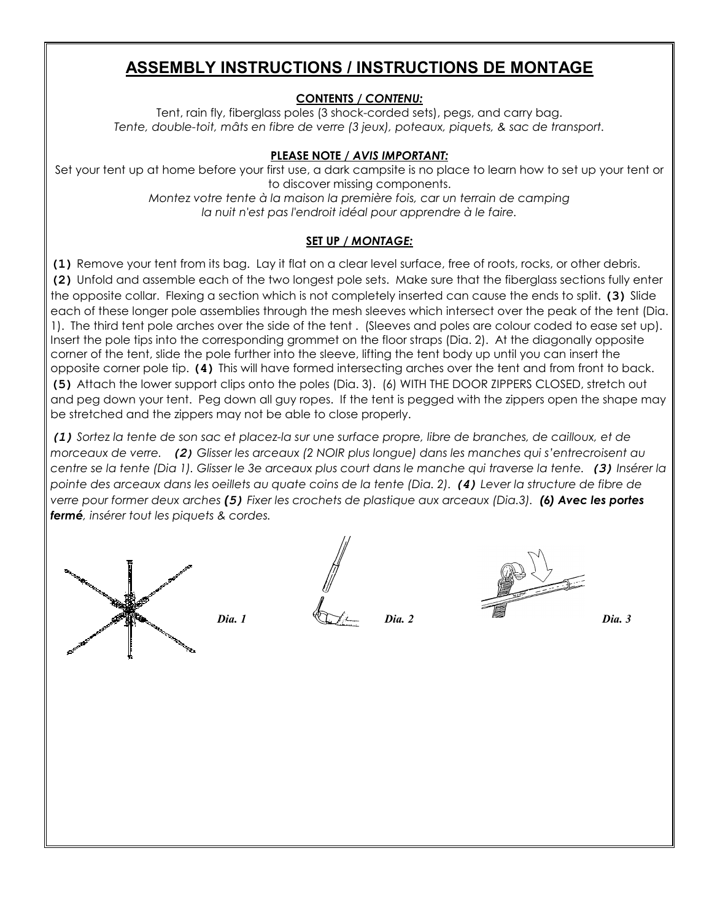# ASSEMBLY INSTRUCTIONS / INSTRUCTIONS DE MONTAGE

**CONTENTS / *CONTENU:***

Tent, rain fly, fiberglass poles (3 shock-corded sets), pegs, and carry bag.
*Tente, double-toit, mâts en fibre de verre (3 jeux), poteaux, piquets, & sac de transport.*

**PLEASE NOTE / *AVIS IMPORTANT:***

Set your tent up at home before your first use, a dark campsite is no place to learn how to set up your tent or to discover missing components.
*Montez votre tente à la maison la première fois, car un terrain de camping la nuit n'est pas l'endroit idéal pour apprendre à le faire.*

**SET UP / *MONTAGE:***

**(1)** Remove your tent from its bag. Lay it flat on a clear level surface, free of roots, rocks, or other debris. **(2)** Unfold and assemble each of the two longest pole sets. Make sure that the fiberglass sections fully enter the opposite collar. Flexing a section which is not completely inserted can cause the ends to split. **(3)** Slide each of these longer pole assemblies through the mesh sleeves which intersect over the peak of the tent (Dia. 1). The third tent pole arches over the side of the tent . (Sleeves and poles are colour coded to ease set up). Insert the pole tips into the corresponding grommet on the floor straps (Dia. 2). At the diagonally opposite corner of the tent, slide the pole further into the sleeve, lifting the tent body up until you can insert the opposite corner pole tip. **(4)** This will have formed intersecting arches over the tent and from front to back. **(5)** Attach the lower support clips onto the poles (Dia. 3). (6) WITH THE DOOR ZIPPERS CLOSED, stretch out and peg down your tent. Peg down all guy ropes. If the tent is pegged with the zippers open the shape may be stretched and the zippers may not be able to close properly.

***(1)*** *Sortez la tente de son sac et placez-la sur une surface propre, libre de branches, de cailloux, et de morceaux de verre.* ***(2)*** *Glisser les arceaux (2 NOIR plus longue) dans les manches qui s'entrecroisent au centre se la tente (Dia 1). Glisser le 3e arceaux plus court dans le manche qui traverse la tente.* ***(3)*** *Insérer la pointe des arceaux dans les oeillets au quate coins de la tente (Dia. 2).* ***(4)*** *Lever la structure de fibre de verre pour former deux arches* ***(5)*** *Fixer les crochets de plastique aux arceaux (Dia.3).* ***(6) Avec les portes fermé****, insérer tout les piquets & cordes.*

*Dia. 1*

*Dia. 2*

*Dia. 3*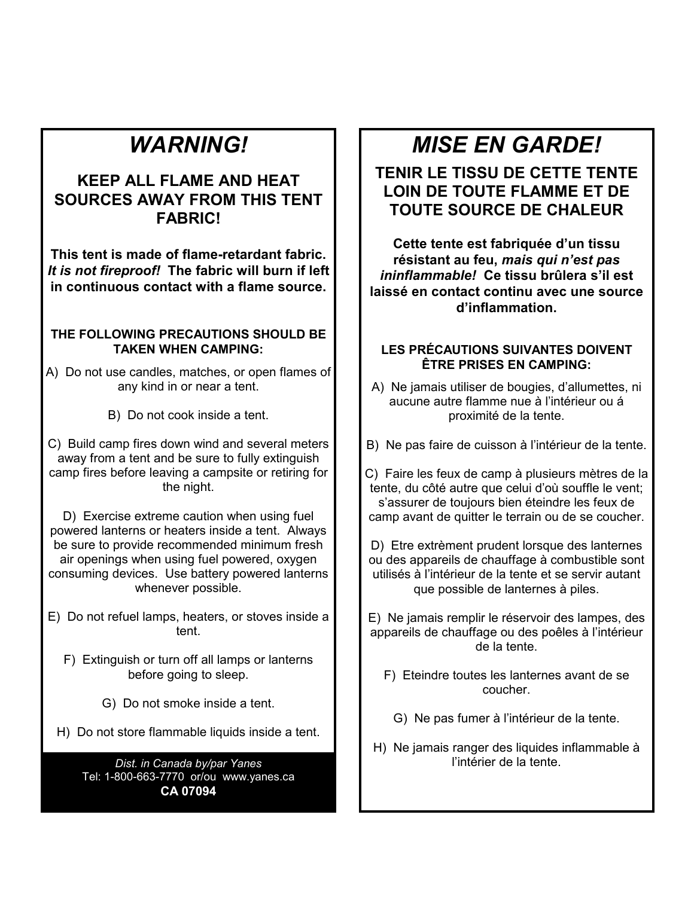# *WARNING!*

## KEEP ALL FLAME AND HEAT SOURCES AWAY FROM THIS TENT FABRIC!

**This tent is made of flame-retardant fabric. *It is not fireproof!* The fabric will burn if left in continuous contact with a flame source.**

### THE FOLLOWING PRECAUTIONS SHOULD BE TAKEN WHEN CAMPING:

A) Do not use candles, matches, or open flames of any kind in or near a tent.

B) Do not cook inside a tent.

C) Build camp fires down wind and several meters away from a tent and be sure to fully extinguish camp fires before leaving a campsite or retiring for the night.

D) Exercise extreme caution when using fuel powered lanterns or heaters inside a tent. Always be sure to provide recommended minimum fresh air openings when using fuel powered, oxygen consuming devices. Use battery powered lanterns whenever possible.

E) Do not refuel lamps, heaters, or stoves inside a tent.

F) Extinguish or turn off all lamps or lanterns before going to sleep.

G) Do not smoke inside a tent.

H) Do not store flammable liquids inside a tent.

*Dist. in Canada by/par Yanes*
Tel: 1-800-663-7770 or/ou www.yanes.ca
**CA 07094**

# *MISE EN GARDE!*

## TENIR LE TISSU DE CETTE TENTE LOIN DE TOUTE FLAMME ET DE TOUTE SOURCE DE CHALEUR

**Cette tente est fabriquée d'un tissu résistant au feu, *mais qui n'est pas ininflammable!* Ce tissu brûlera s'il est laissé en contact continu avec une source d'inflammation.**

### LES PRÉCAUTIONS SUIVANTES DOIVENT ÊTRE PRISES EN CAMPING:

A) Ne jamais utiliser de bougies, d'allumettes, ni aucune autre flamme nue à l'intérieur ou á proximité de la tente.

B) Ne pas faire de cuisson à l'intérieur de la tente.

C) Faire les feux de camp à plusieurs mètres de la tente, du côté autre que celui d'où souffle le vent; s'assurer de toujours bien éteindre les feux de camp avant de quitter le terrain ou de se coucher.

D) Etre extrèment prudent lorsque des lanternes ou des appareils de chauffage à combustible sont utilisés à l'intérieur de la tente et se servir autant que possible de lanternes à piles.

E) Ne jamais remplir le réservoir des lampes, des appareils de chauffage ou des poêles à l'intérieur de la tente.

F) Eteindre toutes les lanternes avant de se coucher.

G) Ne pas fumer à l'intérieur de la tente.

H) Ne jamais ranger des liquides inflammable à l'intérier de la tente.